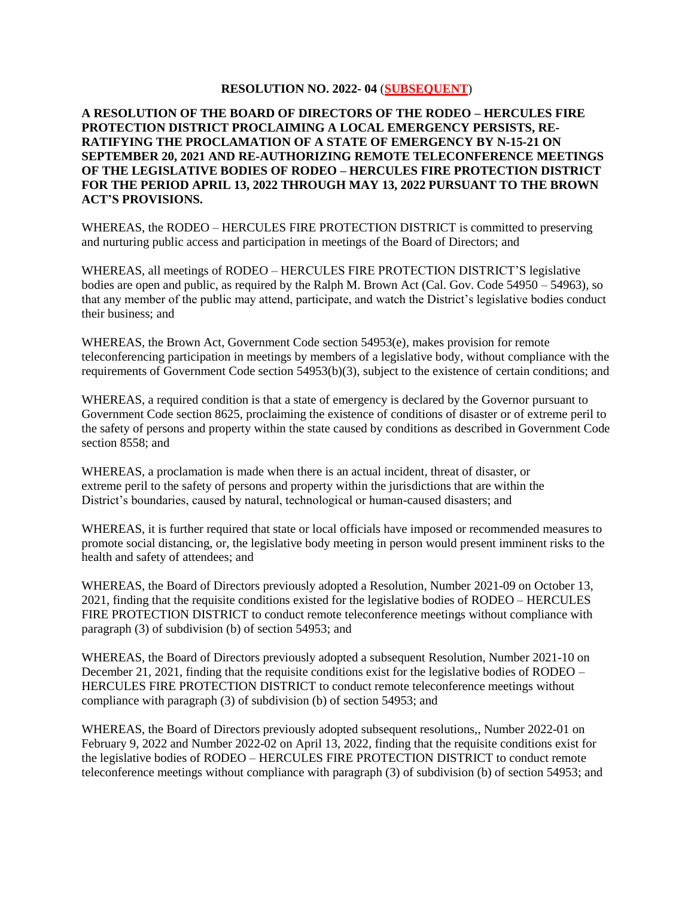**RESOLUTION NO. 2022- 04 (SUBSEQUENT)**

**A RESOLUTION OF THE BOARD OF DIRECTORS OF THE RODEO – HERCULES FIRE PROTECTION DISTRICT PROCLAIMING A LOCAL EMERGENCY PERSISTS, RE-RATIFYING THE PROCLAMATION OF A STATE OF EMERGENCY BY N-15-21 ON SEPTEMBER 20, 2021 AND RE-AUTHORIZING REMOTE TELECONFERENCE MEETINGS OF THE LEGISLATIVE BODIES OF RODEO – HERCULES FIRE PROTECTION DISTRICT FOR THE PERIOD APRIL 13, 2022 THROUGH MAY 13, 2022 PURSUANT TO THE BROWN ACT'S PROVISIONS.**

WHEREAS, the RODEO – HERCULES FIRE PROTECTION DISTRICT is committed to preserving and nurturing public access and participation in meetings of the Board of Directors; and

WHEREAS, all meetings of RODEO – HERCULES FIRE PROTECTION DISTRICT'S legislative bodies are open and public, as required by the Ralph M. Brown Act (Cal. Gov. Code 54950 – 54963), so that any member of the public may attend, participate, and watch the District's legislative bodies conduct their business; and

WHEREAS, the Brown Act, Government Code section 54953(e), makes provision for remote teleconferencing participation in meetings by members of a legislative body, without compliance with the requirements of Government Code section 54953(b)(3), subject to the existence of certain conditions; and

WHEREAS, a required condition is that a state of emergency is declared by the Governor pursuant to Government Code section 8625, proclaiming the existence of conditions of disaster or of extreme peril to the safety of persons and property within the state caused by conditions as described in Government Code section 8558; and

WHEREAS, a proclamation is made when there is an actual incident, threat of disaster, or extreme peril to the safety of persons and property within the jurisdictions that are within the District's boundaries, caused by natural, technological or human-caused disasters; and

WHEREAS, it is further required that state or local officials have imposed or recommended measures to promote social distancing, or, the legislative body meeting in person would present imminent risks to the health and safety of attendees; and

WHEREAS, the Board of Directors previously adopted a Resolution, Number 2021-09 on October 13, 2021, finding that the requisite conditions existed for the legislative bodies of RODEO – HERCULES FIRE PROTECTION DISTRICT to conduct remote teleconference meetings without compliance with paragraph (3) of subdivision (b) of section 54953; and

WHEREAS, the Board of Directors previously adopted a subsequent Resolution, Number 2021-10 on December 21, 2021, finding that the requisite conditions exist for the legislative bodies of RODEO – HERCULES FIRE PROTECTION DISTRICT to conduct remote teleconference meetings without compliance with paragraph (3) of subdivision (b) of section 54953; and

WHEREAS, the Board of Directors previously adopted subsequent resolutions,, Number 2022-01 on February 9, 2022 and Number 2022-02 on April 13, 2022, finding that the requisite conditions exist for the legislative bodies of RODEO – HERCULES FIRE PROTECTION DISTRICT to conduct remote teleconference meetings without compliance with paragraph (3) of subdivision (b) of section 54953; and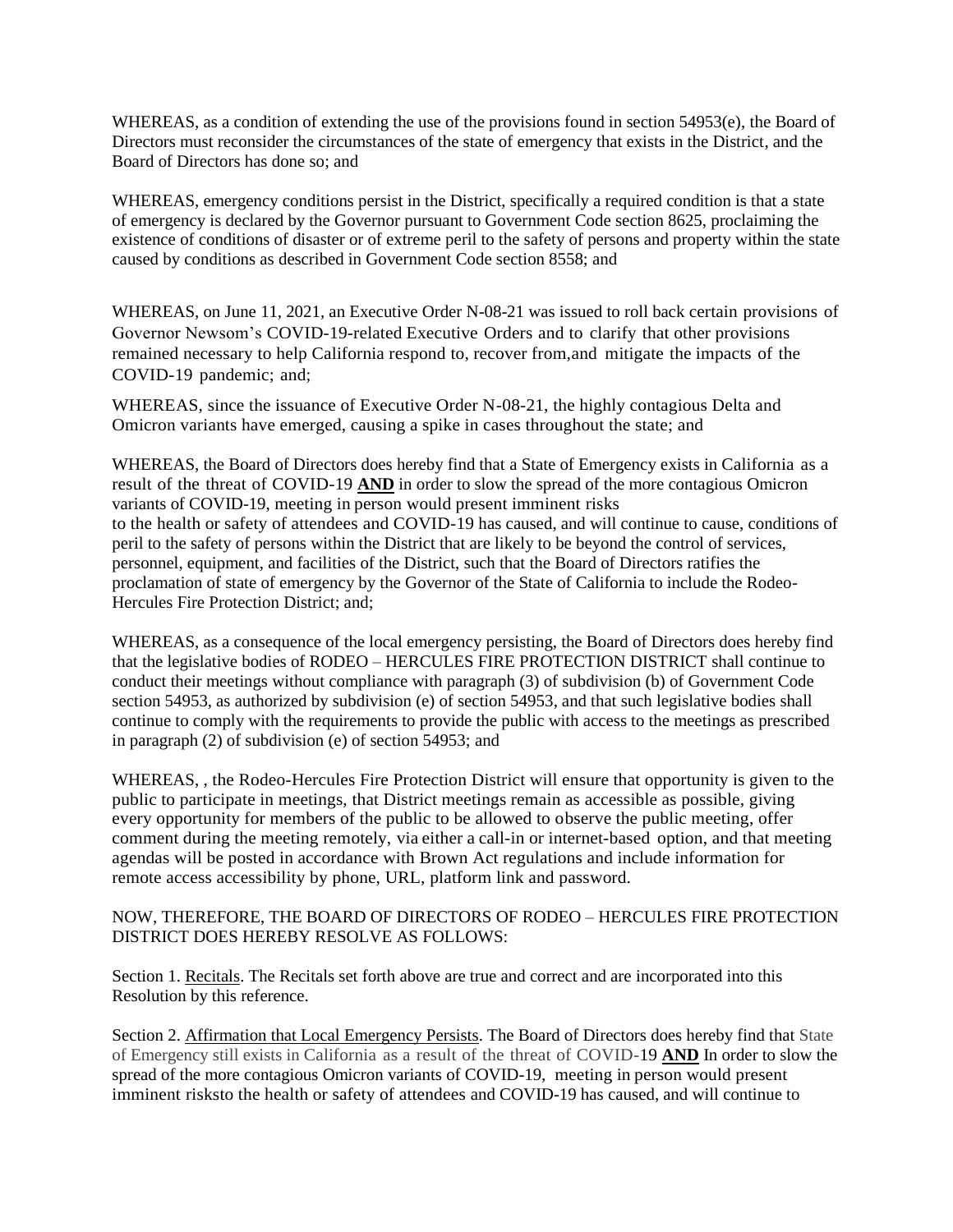WHEREAS, as a condition of extending the use of the provisions found in section 54953(e), the Board of Directors must reconsider the circumstances of the state of emergency that exists in the District, and the Board of Directors has done so; and

WHEREAS, emergency conditions persist in the District, specifically a required condition is that a state of emergency is declared by the Governor pursuant to Government Code section 8625, proclaiming the existence of conditions of disaster or of extreme peril to the safety of persons and property within the state caused by conditions as described in Government Code section 8558; and

WHEREAS, on June 11, 2021, an Executive Order N-08-21 was issued to roll back certain provisions of Governor Newsom's COVID-19-related Executive Orders and to clarify that other provisions remained necessary to help California respond to, recover from,and mitigate the impacts of the COVID-19 pandemic; and;

WHEREAS, since the issuance of Executive Order N-08-21, the highly contagious Delta and Omicron variants have emerged, causing a spike in cases throughout the state; and

WHEREAS, the Board of Directors does hereby find that a State of Emergency exists in California as a result of the threat of COVID-19 **AND** in order to slow the spread of the more contagious Omicron variants of COVID-19, meeting in person would present imminent risks to the health or safety of attendees and COVID-19 has caused, and will continue to cause, conditions of peril to the safety of persons within the District that are likely to be beyond the control of services, personnel, equipment, and facilities of the District, such that the Board of Directors ratifies the proclamation of state of emergency by the Governor of the State of California to include the Rodeo-Hercules Fire Protection District; and;

WHEREAS, as a consequence of the local emergency persisting, the Board of Directors does hereby find that the legislative bodies of RODEO – HERCULES FIRE PROTECTION DISTRICT shall continue to conduct their meetings without compliance with paragraph (3) of subdivision (b) of Government Code section 54953, as authorized by subdivision (e) of section 54953, and that such legislative bodies shall continue to comply with the requirements to provide the public with access to the meetings as prescribed in paragraph (2) of subdivision (e) of section 54953; and

WHEREAS, , the Rodeo-Hercules Fire Protection District will ensure that opportunity is given to the public to participate in meetings, that District meetings remain as accessible as possible, giving every opportunity for members of the public to be allowed to observe the public meeting, offer comment during the meeting remotely, via either a call-in or internet-based option, and that meeting agendas will be posted in accordance with Brown Act regulations and include information for remote access accessibility by phone, URL, platform link and password.

NOW, THEREFORE, THE BOARD OF DIRECTORS OF RODEO – HERCULES FIRE PROTECTION DISTRICT DOES HEREBY RESOLVE AS FOLLOWS:

Section 1. Recitals. The Recitals set forth above are true and correct and are incorporated into this Resolution by this reference.

Section 2. Affirmation that Local Emergency Persists. The Board of Directors does hereby find that State of Emergency still exists in California as a result of the threat of COVID-19 **AND** In order to slow the spread of the more contagious Omicron variants of COVID-19, meeting in person would present imminent risksto the health or safety of attendees and COVID-19 has caused, and will continue to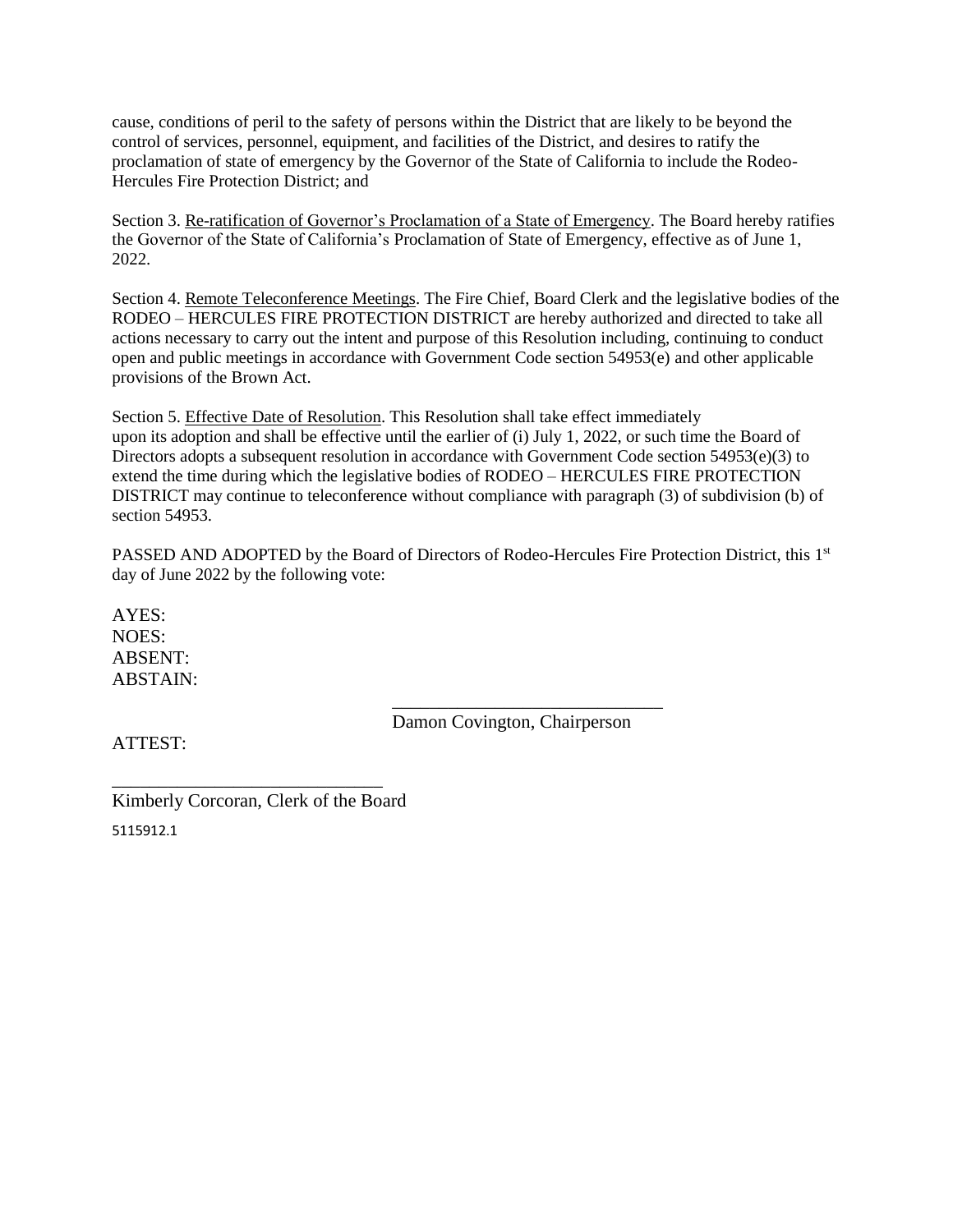cause, conditions of peril to the safety of persons within the District that are likely to be beyond the control of services, personnel, equipment, and facilities of the District, and desires to ratify the proclamation of state of emergency by the Governor of the State of California to include the Rodeo-Hercules Fire Protection District; and

Section 3. Re-ratification of Governor's Proclamation of a State of Emergency. The Board hereby ratifies the Governor of the State of California's Proclamation of State of Emergency, effective as of June 1, 2022.

Section 4. Remote Teleconference Meetings. The Fire Chief, Board Clerk and the legislative bodies of the RODEO – HERCULES FIRE PROTECTION DISTRICT are hereby authorized and directed to take all actions necessary to carry out the intent and purpose of this Resolution including, continuing to conduct open and public meetings in accordance with Government Code section 54953(e) and other applicable provisions of the Brown Act.

Section 5. Effective Date of Resolution. This Resolution shall take effect immediately upon its adoption and shall be effective until the earlier of (i) July 1, 2022, or such time the Board of Directors adopts a subsequent resolution in accordance with Government Code section 54953(e)(3) to extend the time during which the legislative bodies of RODEO – HERCULES FIRE PROTECTION DISTRICT may continue to teleconference without compliance with paragraph (3) of subdivision (b) of section 54953.

PASSED AND ADOPTED by the Board of Directors of Rodeo-Hercules Fire Protection District, this 1st day of June 2022 by the following vote:

AYES:
NOES:
ABSENT:
ABSTAIN:

_____________________________
Damon Covington, Chairperson

ATTEST:

_____________________________
Kimberly Corcoran, Clerk of the Board

5115912.1